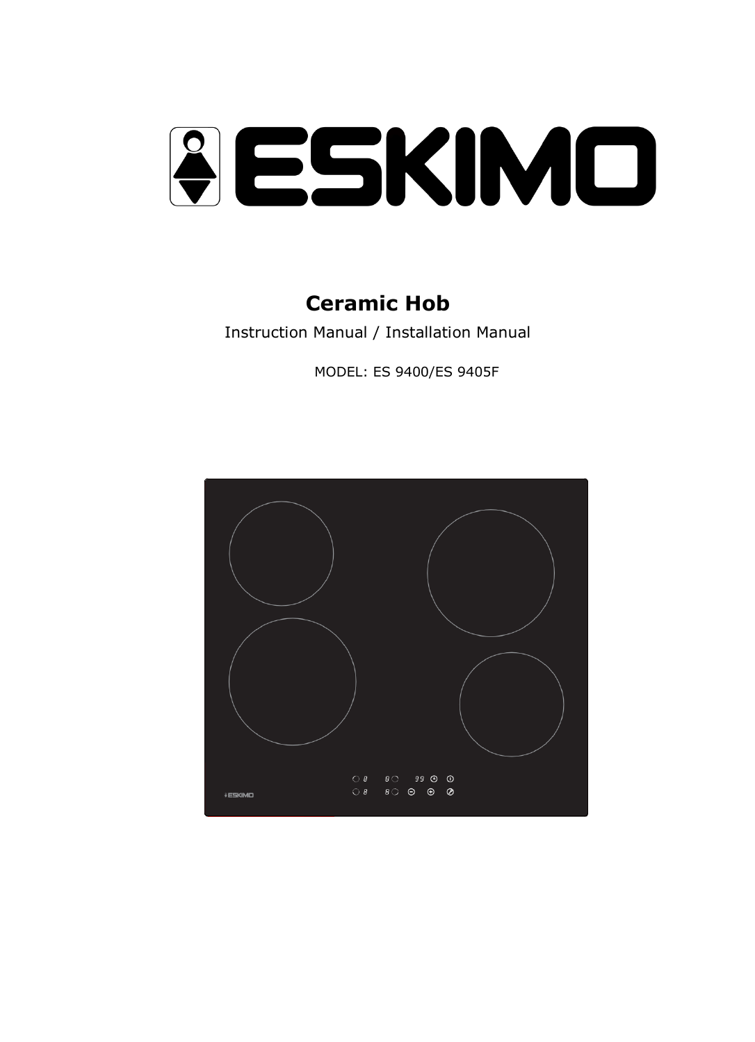# ESKIMO

## Ceramic Hob

Instruction Manual / Installation Manual

MODEL: ES 9400/ES 9405F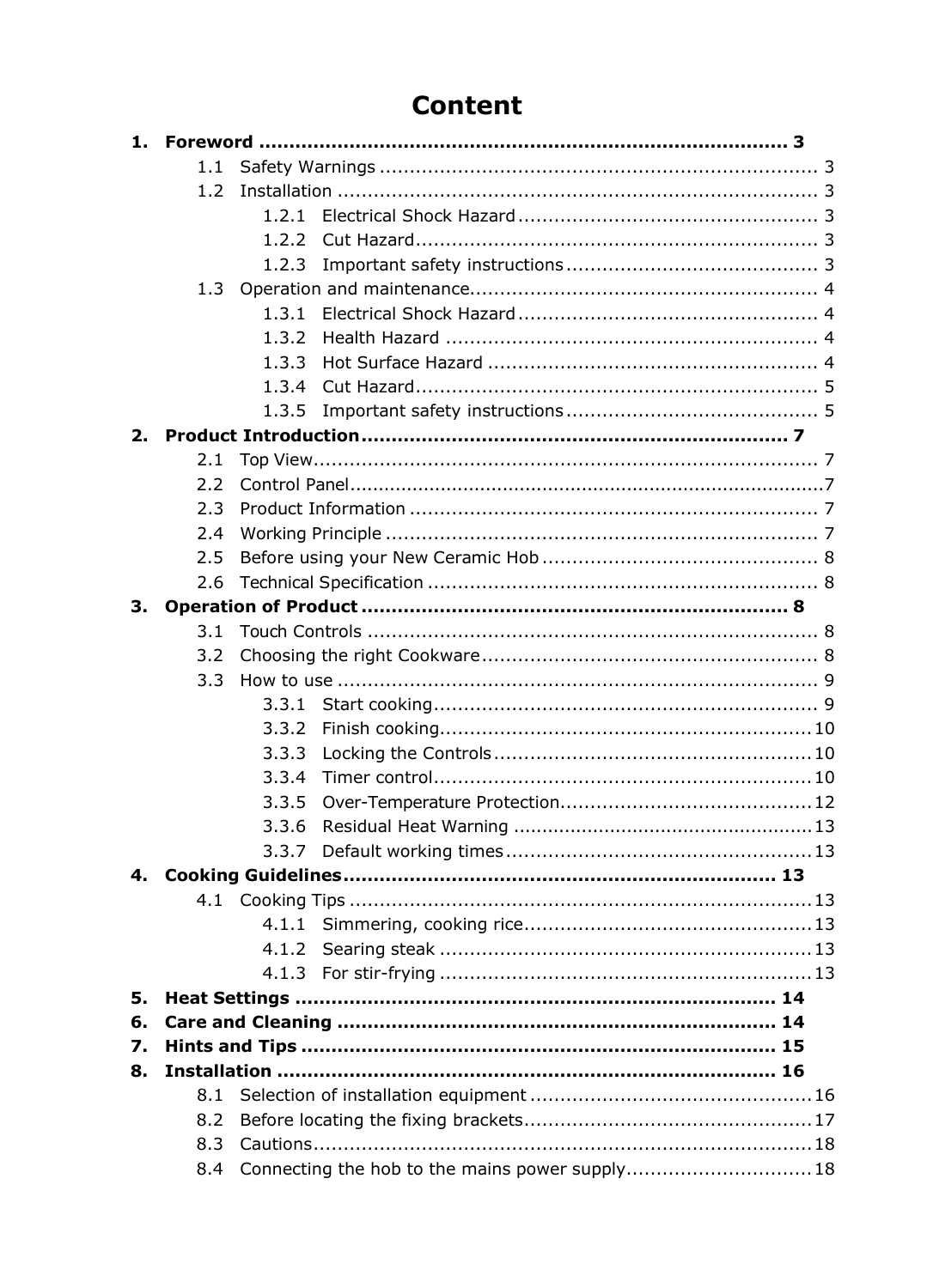# Content

1. **Foreword** ........................................................................ 3
    - 1.1 Safety Warnings ........................................................................ 3
    - 1.2 Installation ........................................................................ 3
        - 1.2.1 Electrical Shock Hazard ........................................................................ 3
        - 1.2.2 Cut Hazard ........................................................................ 3
        - 1.2.3 Important safety instructions ........................................................................ 3
    - 1.3 Operation and maintenance ........................................................................ 4
        - 1.3.1 Electrical Shock Hazard ........................................................................ 4
        - 1.3.2 Health Hazard ........................................................................ 4
        - 1.3.3 Hot Surface Hazard ........................................................................ 4
        - 1.3.4 Cut Hazard ........................................................................ 5
        - 1.3.5 Important safety instructions ........................................................................ 5
2. **Product Introduction** ........................................................................ 7
    - 2.1 Top View ........................................................................ 7
    - 2.2 Control Panel ........................................................................ 7
    - 2.3 Product Information ........................................................................ 7
    - 2.4 Working Principle ........................................................................ 7
    - 2.5 Before using your New Ceramic Hob ........................................................................ 8
    - 2.6 Technical Specification ........................................................................ 8
3. **Operation of Product** ........................................................................ 8
    - 3.1 Touch Controls ........................................................................ 8
    - 3.2 Choosing the right Cookware ........................................................................ 8
    - 3.3 How to use ........................................................................ 9
        - 3.3.1 Start cooking ........................................................................ 9
        - 3.3.2 Finish cooking ........................................................................ 10
        - 3.3.3 Locking the Controls ........................................................................ 10
        - 3.3.4 Timer control ........................................................................ 10
        - 3.3.5 Over-Temperature Protection ........................................................................ 12
        - 3.3.6 Residual Heat Warning ........................................................................ 13
        - 3.3.7 Default working times ........................................................................ 13
4. **Cooking Guidelines** ........................................................................ 13
    - 4.1 Cooking Tips ........................................................................ 13
        - 4.1.1 Simmering, cooking rice ........................................................................ 13
        - 4.1.2 Searing steak ........................................................................ 13
        - 4.1.3 For stir-frying ........................................................................ 13
5. **Heat Settings** ........................................................................ 14
6. **Care and Cleaning** ........................................................................ 14
7. **Hints and Tips** ........................................................................ 15
8. **Installation** ........................................................................ 16
    - 8.1 Selection of installation equipment ........................................................................ 16
    - 8.2 Before locating the fixing brackets ........................................................................ 17
    - 8.3 Cautions ........................................................................ 18
    - 8.4 Connecting the hob to the mains power supply ........................................................................ 18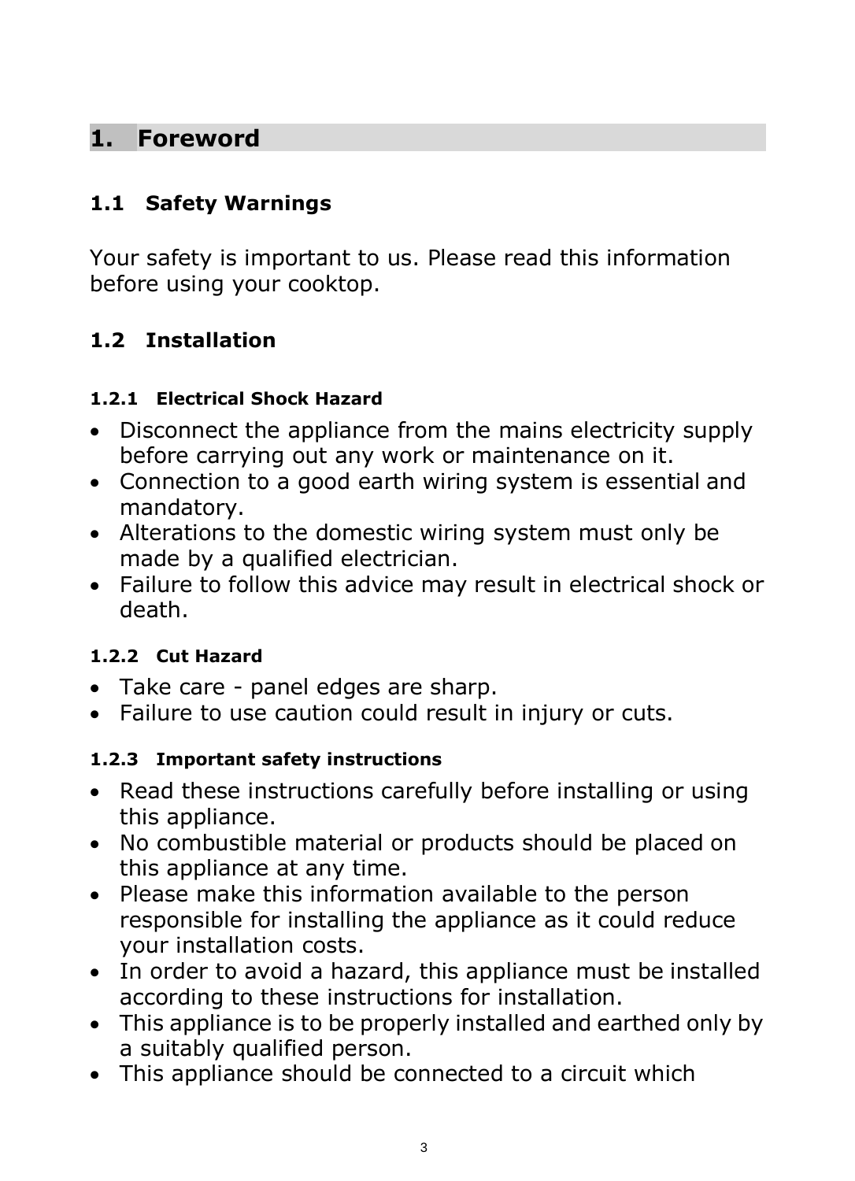# 1. Foreword

## 1.1 Safety Warnings

Your safety is important to us. Please read this information before using your cooktop.

## 1.2 Installation

### 1.2.1 Electrical Shock Hazard

- Disconnect the appliance from the mains electricity supply before carrying out any work or maintenance on it.
- Connection to a good earth wiring system is essential and mandatory.
- Alterations to the domestic wiring system must only be made by a qualified electrician.
- Failure to follow this advice may result in electrical shock or death.

### 1.2.2 Cut Hazard

- Take care - panel edges are sharp.
- Failure to use caution could result in injury or cuts.

### 1.2.3 Important safety instructions

- Read these instructions carefully before installing or using this appliance.
- No combustible material or products should be placed on this appliance at any time.
- Please make this information available to the person responsible for installing the appliance as it could reduce your installation costs.
- In order to avoid a hazard, this appliance must be installed according to these instructions for installation.
- This appliance is to be properly installed and earthed only by a suitably qualified person.
- This appliance should be connected to a circuit which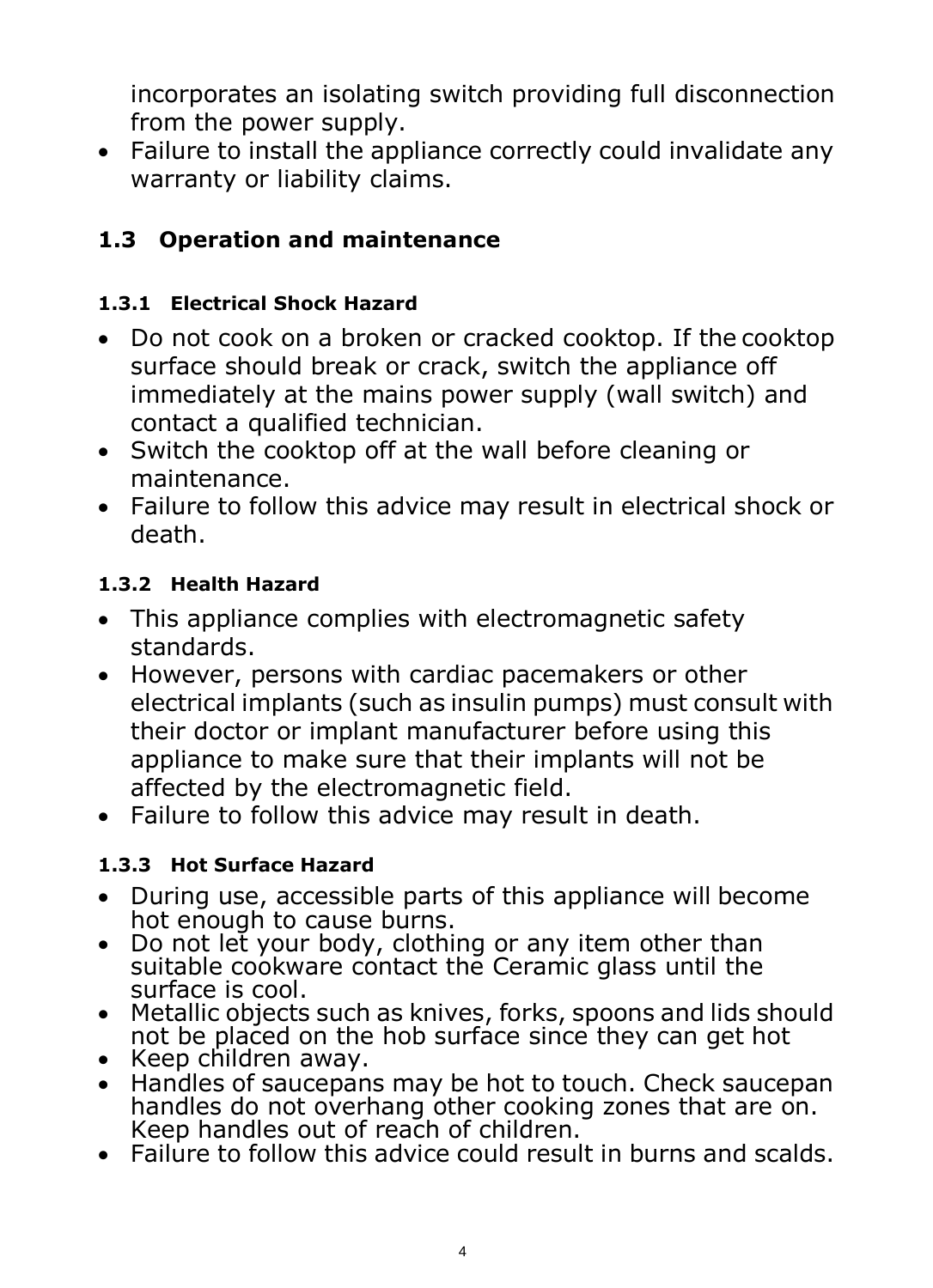incorporates an isolating switch providing full disconnection from the power supply.

- Failure to install the appliance correctly could invalidate any warranty or liability claims.

## 1.3 Operation and maintenance

### 1.3.1 Electrical Shock Hazard

- Do not cook on a broken or cracked cooktop. If the cooktop surface should break or crack, switch the appliance off immediately at the mains power supply (wall switch) and contact a qualified technician.
- Switch the cooktop off at the wall before cleaning or maintenance.
- Failure to follow this advice may result in electrical shock or death.

### 1.3.2 Health Hazard

- This appliance complies with electromagnetic safety standards.
- However, persons with cardiac pacemakers or other electrical implants (such as insulin pumps) must consult with their doctor or implant manufacturer before using this appliance to make sure that their implants will not be affected by the electromagnetic field.
- Failure to follow this advice may result in death.

### 1.3.3 Hot Surface Hazard

- During use, accessible parts of this appliance will become hot enough to cause burns.
- Do not let your body, clothing or any item other than suitable cookware contact the Ceramic glass until the surface is cool.
- Metallic objects such as knives, forks, spoons and lids should not be placed on the hob surface since they can get hot
- Keep children away.
- Handles of saucepans may be hot to touch. Check saucepan handles do not overhang other cooking zones that are on. Keep handles out of reach of children.
- Failure to follow this advice could result in burns and scalds.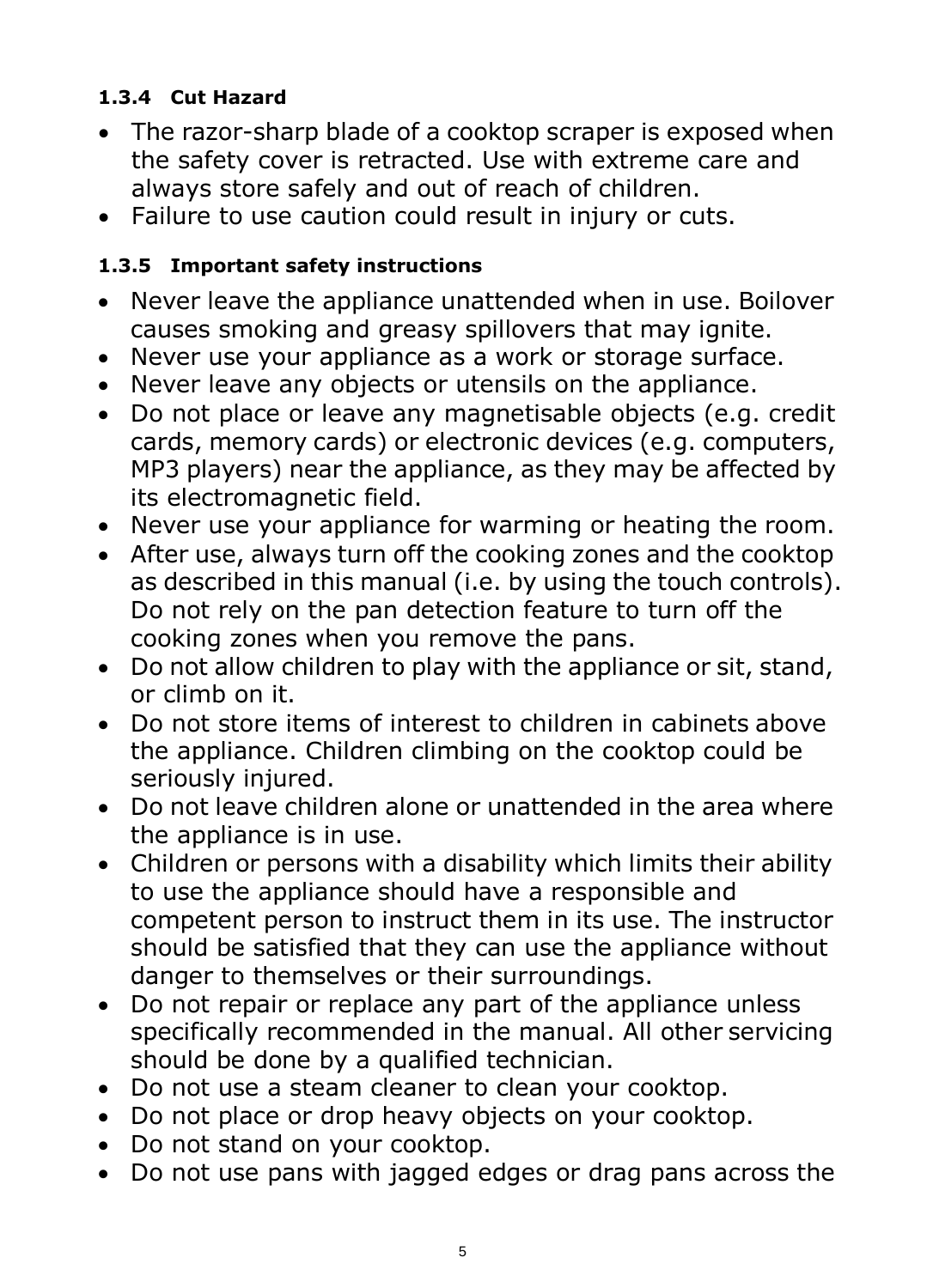#### 1.3.4 Cut Hazard

- The razor-sharp blade of a cooktop scraper is exposed when the safety cover is retracted. Use with extreme care and always store safely and out of reach of children.
- Failure to use caution could result in injury or cuts.

#### 1.3.5 Important safety instructions

- Never leave the appliance unattended when in use. Boilover causes smoking and greasy spillovers that may ignite.
- Never use your appliance as a work or storage surface.
- Never leave any objects or utensils on the appliance.
- Do not place or leave any magnetisable objects (e.g. credit cards, memory cards) or electronic devices (e.g. computers, MP3 players) near the appliance, as they may be affected by its electromagnetic field.
- Never use your appliance for warming or heating the room.
- After use, always turn off the cooking zones and the cooktop as described in this manual (i.e. by using the touch controls). Do not rely on the pan detection feature to turn off the cooking zones when you remove the pans.
- Do not allow children to play with the appliance or sit, stand, or climb on it.
- Do not store items of interest to children in cabinets above the appliance. Children climbing on the cooktop could be seriously injured.
- Do not leave children alone or unattended in the area where the appliance is in use.
- Children or persons with a disability which limits their ability to use the appliance should have a responsible and competent person to instruct them in its use. The instructor should be satisfied that they can use the appliance without danger to themselves or their surroundings.
- Do not repair or replace any part of the appliance unless specifically recommended in the manual. All other servicing should be done by a qualified technician.
- Do not use a steam cleaner to clean your cooktop.
- Do not place or drop heavy objects on your cooktop.
- Do not stand on your cooktop.
- Do not use pans with jagged edges or drag pans across the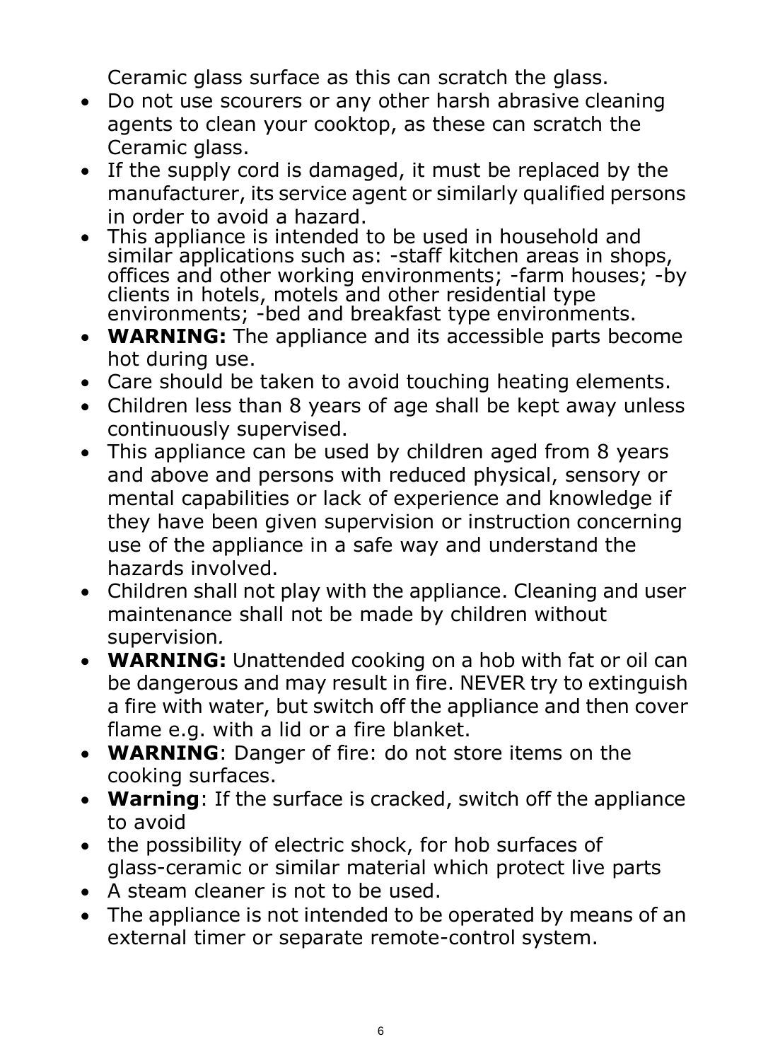Ceramic glass surface as this can scratch the glass.

- Do not use scourers or any other harsh abrasive cleaning agents to clean your cooktop, as these can scratch the Ceramic glass.
- If the supply cord is damaged, it must be replaced by the manufacturer, its service agent or similarly qualified persons in order to avoid a hazard.
- This appliance is intended to be used in household and similar applications such as: -staff kitchen areas in shops, offices and other working environments; -farm houses; -by clients in hotels, motels and other residential type environments; -bed and breakfast type environments.
- **WARNING:** The appliance and its accessible parts become hot during use.
- Care should be taken to avoid touching heating elements.
- Children less than 8 years of age shall be kept away unless continuously supervised.
- This appliance can be used by children aged from 8 years and above and persons with reduced physical, sensory or mental capabilities or lack of experience and knowledge if they have been given supervision or instruction concerning use of the appliance in a safe way and understand the hazards involved.
- Children shall not play with the appliance. Cleaning and user maintenance shall not be made by children without supervision*.*
- **WARNING:** Unattended cooking on a hob with fat or oil can be dangerous and may result in fire. NEVER try to extinguish a fire with water, but switch off the appliance and then cover flame e.g. with a lid or a fire blanket.
- **WARNING**: Danger of fire: do not store items on the cooking surfaces.
- **Warning**: If the surface is cracked, switch off the appliance to avoid
- the possibility of electric shock, for hob surfaces of glass-ceramic or similar material which protect live parts
- A steam cleaner is not to be used.
- The appliance is not intended to be operated by means of an external timer or separate remote-control system.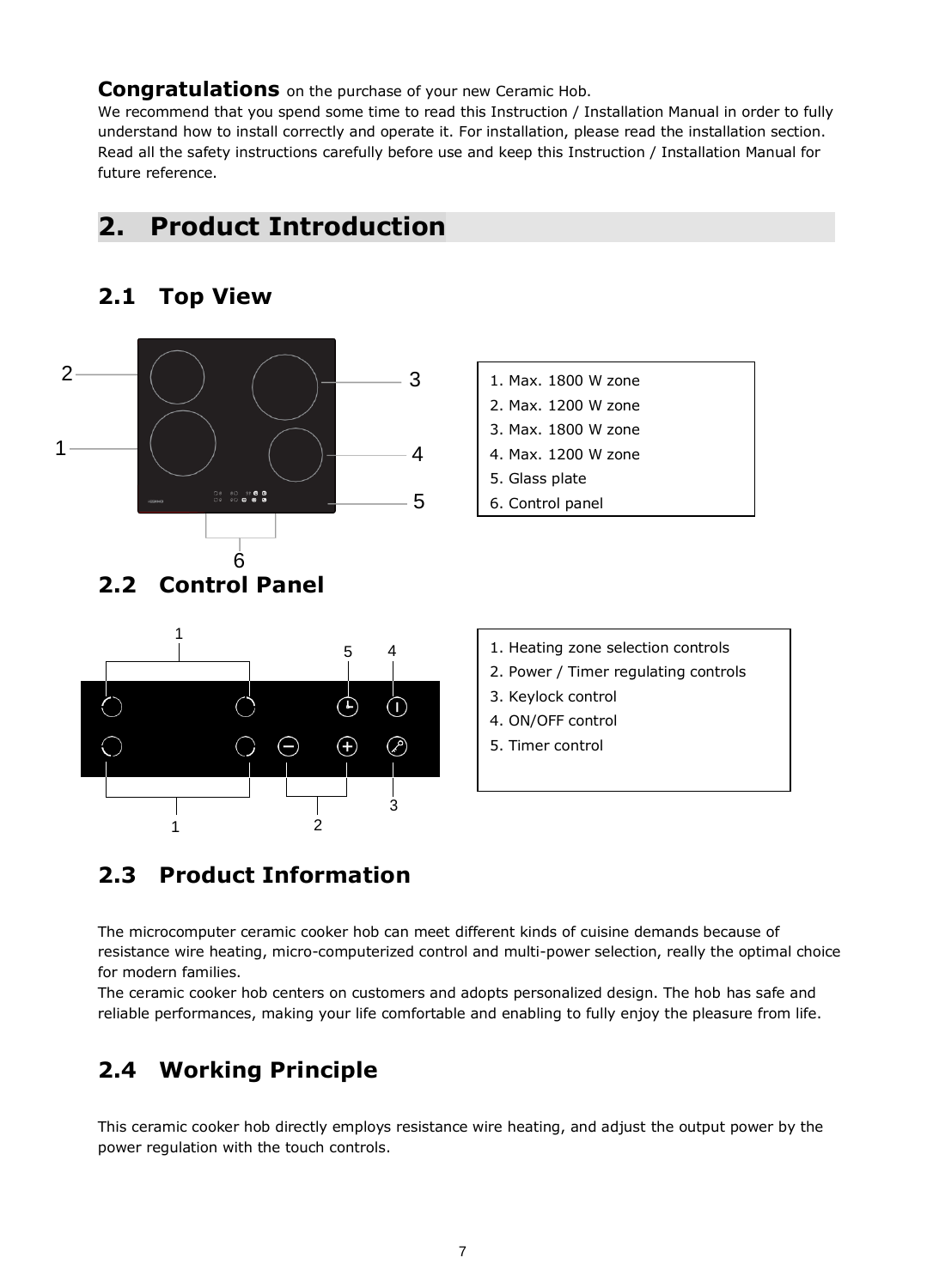**Congratulations** on the purchase of your new Ceramic Hob.
We recommend that you spend some time to read this Instruction / Installation Manual in order to fully understand how to install correctly and operate it. For installation, please read the installation section. Read all the safety instructions carefully before use and keep this Instruction / Installation Manual for future reference.

# 2. Product Introduction

## 2.1 Top View

1. Max. 1800 W zone
2. Max. 1200 W zone
3. Max. 1800 W zone
4. Max. 1200 W zone
5. Glass plate
6. Control panel

## 2.2 Control Panel

1. Heating zone selection controls
2. Power / Timer regulating controls
3. Keylock control
4. ON/OFF control
5. Timer control

## 2.3 Product Information

The microcomputer ceramic cooker hob can meet different kinds of cuisine demands because of resistance wire heating, micro-computerized control and multi-power selection, really the optimal choice for modern families.
The ceramic cooker hob centers on customers and adopts personalized design. The hob has safe and reliable performances, making your life comfortable and enabling to fully enjoy the pleasure from life.

## 2.4 Working Principle

This ceramic cooker hob directly employs resistance wire heating, and adjust the output power by the power regulation with the touch controls.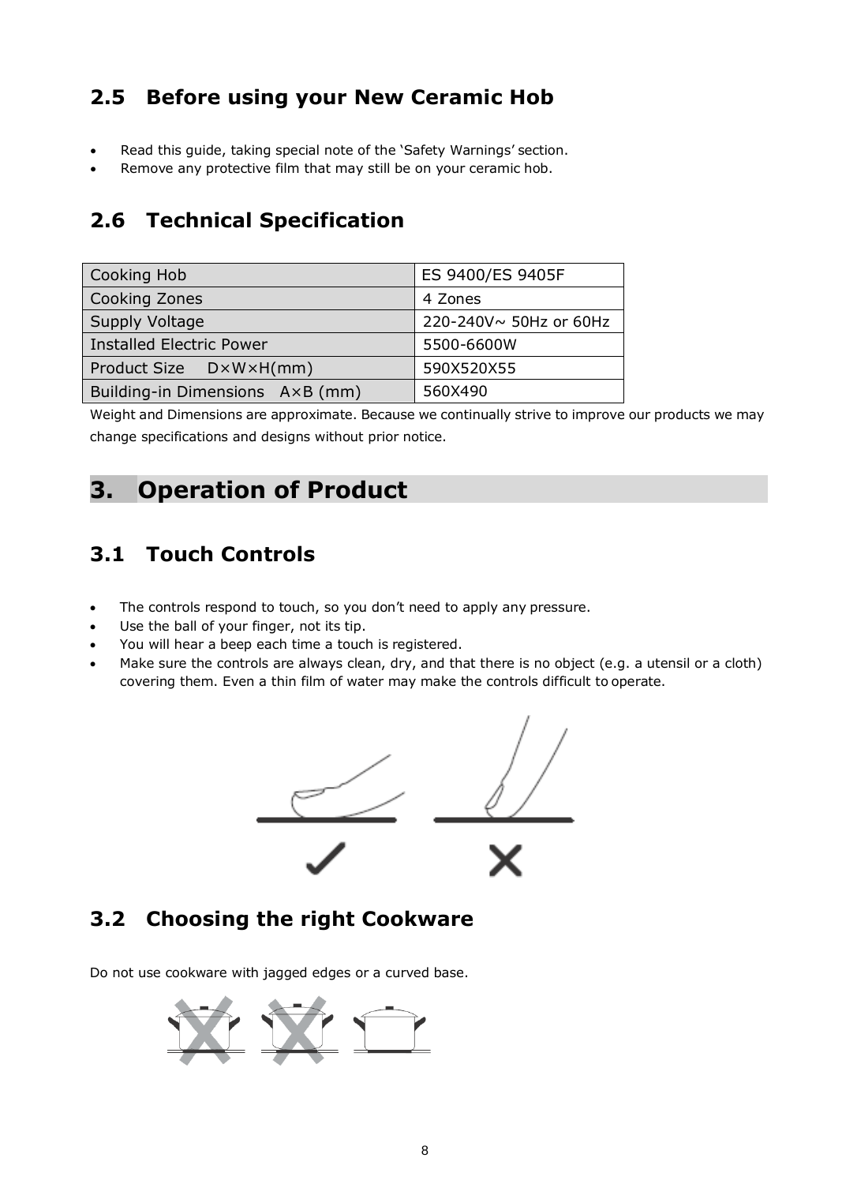## 2.5 Before using your New Ceramic Hob

- Read this guide, taking special note of the 'Safety Warnings' section.
- Remove any protective film that may still be on your ceramic hob.

## 2.6 Technical Specification

| Cooking Hob | ES 9400/ES 9405F |
|---|---|
| Cooking Zones | 4 Zones |
| Supply Voltage | 220-240V~ 50Hz or 60Hz |
| Installed Electric Power | 5500-6600W |
| Product Size D×W×H(mm) | 590X520X55 |
| Building-in Dimensions A×B (mm) | 560X490 |

Weight and Dimensions are approximate. Because we continually strive to improve our products we may change specifications and designs without prior notice.

# 3. Operation of Product

## 3.1 Touch Controls

- The controls respond to touch, so you don't need to apply any pressure.
- Use the ball of your finger, not its tip.
- You will hear a beep each time a touch is registered.
- Make sure the controls are always clean, dry, and that there is no object (e.g. a utensil or a cloth) covering them. Even a thin film of water may make the controls difficult to operate.

## 3.2 Choosing the right Cookware

Do not use cookware with jagged edges or a curved base.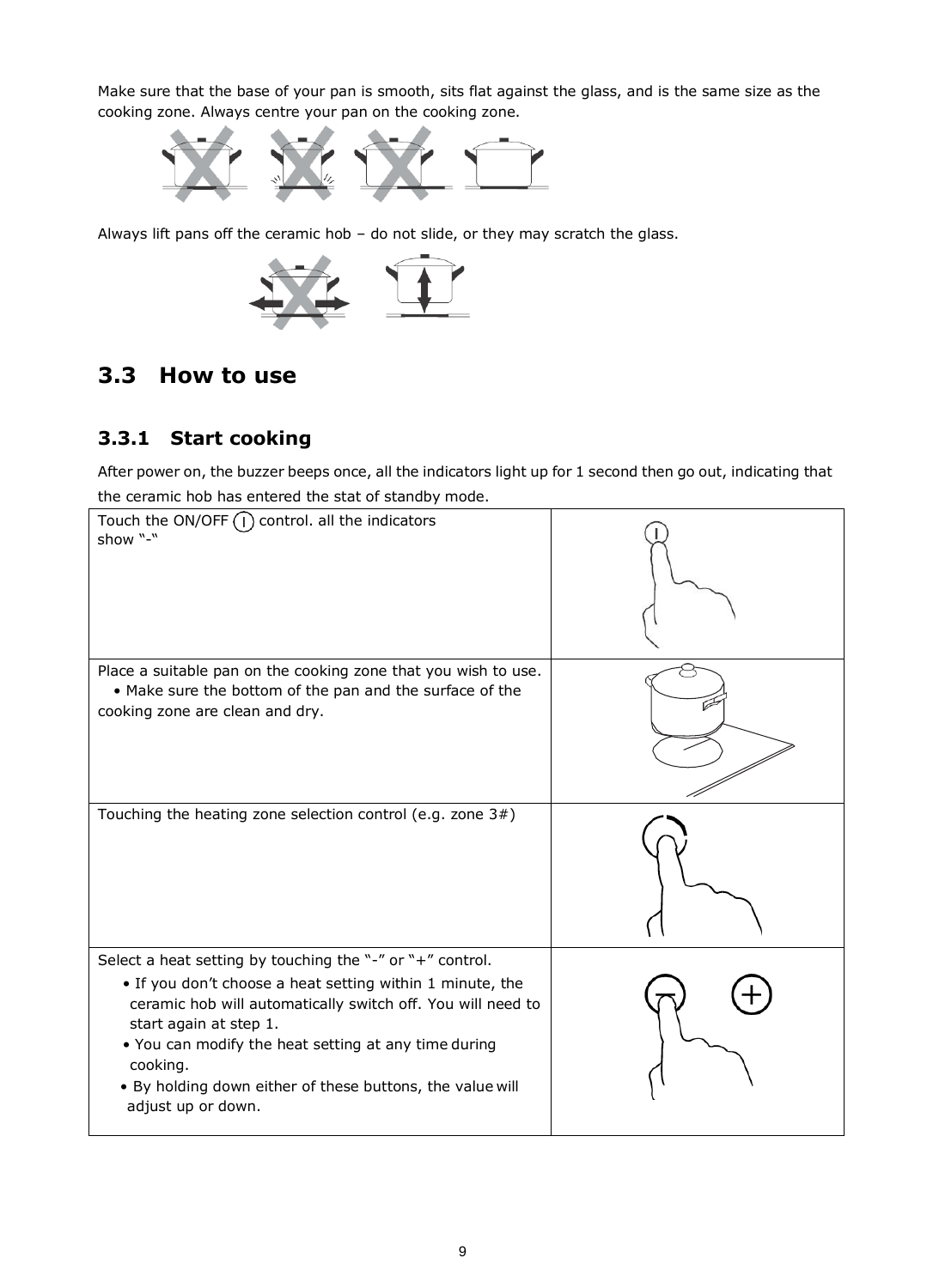Make sure that the base of your pan is smooth, sits flat against the glass, and is the same size as the cooking zone. Always centre your pan on the cooking zone.

Always lift pans off the ceramic hob – do not slide, or they may scratch the glass.

## 3.3 How to use

### 3.3.1 Start cooking

After power on, the buzzer beeps once, all the indicators light up for 1 second then go out, indicating that the ceramic hob has entered the stat of standby mode.

| | |
|---|---|
| Touch the ON/OFF control. all the indicators show "-" | |
| Place a suitable pan on the cooking zone that you wish to use.<br>• Make sure the bottom of the pan and the surface of the cooking zone are clean and dry. | |
| Touching the heating zone selection control (e.g. zone 3#) | |
| Select a heat setting by touching the "-" or "+" control.<br>• If you don't choose a heat setting within 1 minute, the ceramic hob will automatically switch off. You will need to start again at step 1.<br>• You can modify the heat setting at any time during cooking.<br>• By holding down either of these buttons, the value will adjust up or down. | |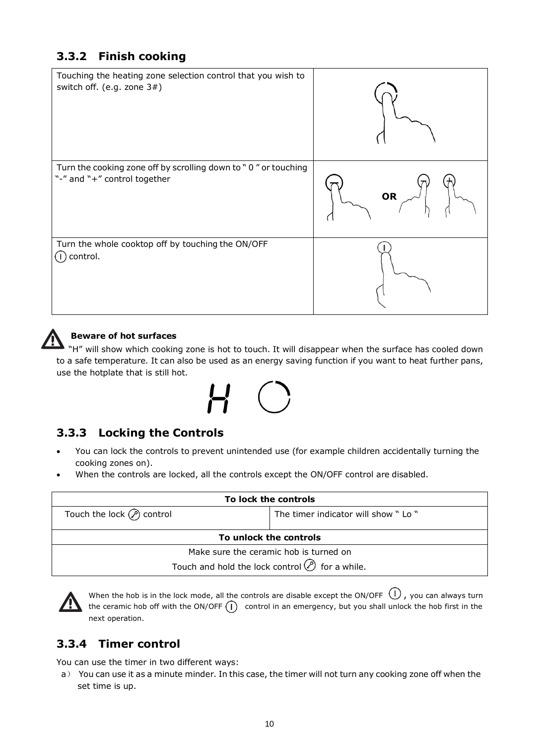### 3.3.2 Finish cooking

| | |
|---|---|
| Touching the heating zone selection control that you wish to switch off. (e.g. zone 3#) | |
| Turn the cooking zone off by scrolling down to " 0 " or touching "-" and "+" control together | OR |
| Turn the whole cooktop off by touching the ON/OFF control. | |

**Beware of hot surfaces**

"H" will show which cooking zone is hot to touch. It will disappear when the surface has cooled down to a safe temperature. It can also be used as an energy saving function if you want to heat further pans, use the hotplate that is still hot.

### 3.3.3 Locking the Controls

- You can lock the controls to prevent unintended use (for example children accidentally turning the cooking zones on).
- When the controls are locked, all the controls except the ON/OFF control are disabled.

| To lock the controls | |
|---|---|
| Touch the lock control | The timer indicator will show " Lo " |
| **To unlock the controls** | |
| Make sure the ceramic hob is turned on<br>Touch and hold the lock control for a while. | |

When the hob is in the lock mode, all the controls are disable except the ON/OFF, you can always turn the ceramic hob off with the ON/OFF control in an emergency, but you shall unlock the hob first in the next operation.

### 3.3.4 Timer control

You can use the timer in two different ways:

a） You can use it as a minute minder. In this case, the timer will not turn any cooking zone off when the set time is up.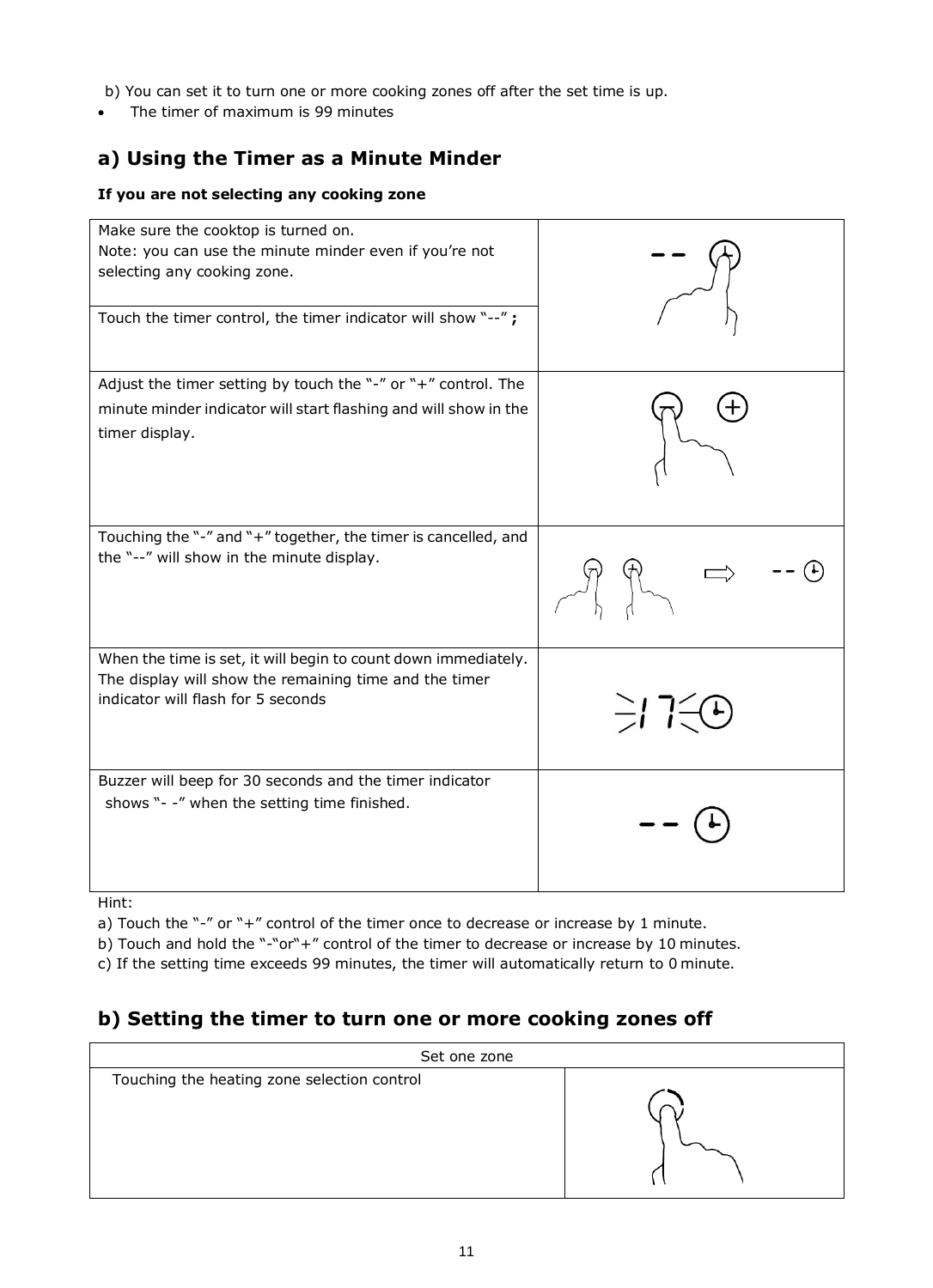b) You can set it to turn one or more cooking zones off after the set time is up.

- The timer of maximum is 99 minutes

## a) Using the Timer as a Minute Minder

**If you are not selecting any cooking zone**

| | |
|---|---|
| Make sure the cooktop is turned on.<br>Note: you can use the minute minder even if you're not selecting any cooking zone.<br><br>Touch the timer control, the timer indicator will show "--"; | |
| Adjust the timer setting by touch the "-" or "+" control. The minute minder indicator will start flashing and will show in the timer display. | |
| Touching the "-" and "+" together, the timer is cancelled, and the "--" will show in the minute display. | |
| When the time is set, it will begin to count down immediately. The display will show the remaining time and the timer indicator will flash for 5 seconds | |
| Buzzer will beep for 30 seconds and the timer indicator shows "- -" when the setting time finished. | |

Hint:

a) Touch the "-" or "+" control of the timer once to decrease or increase by 1 minute.

b) Touch and hold the "-"or"+" control of the timer to decrease or increase by 10 minutes.

c) If the setting time exceeds 99 minutes, the timer will automatically return to 0 minute.

## b) Setting the timer to turn one or more cooking zones off

| Set one zone | |
|---|---|
| Touching the heating zone selection control | |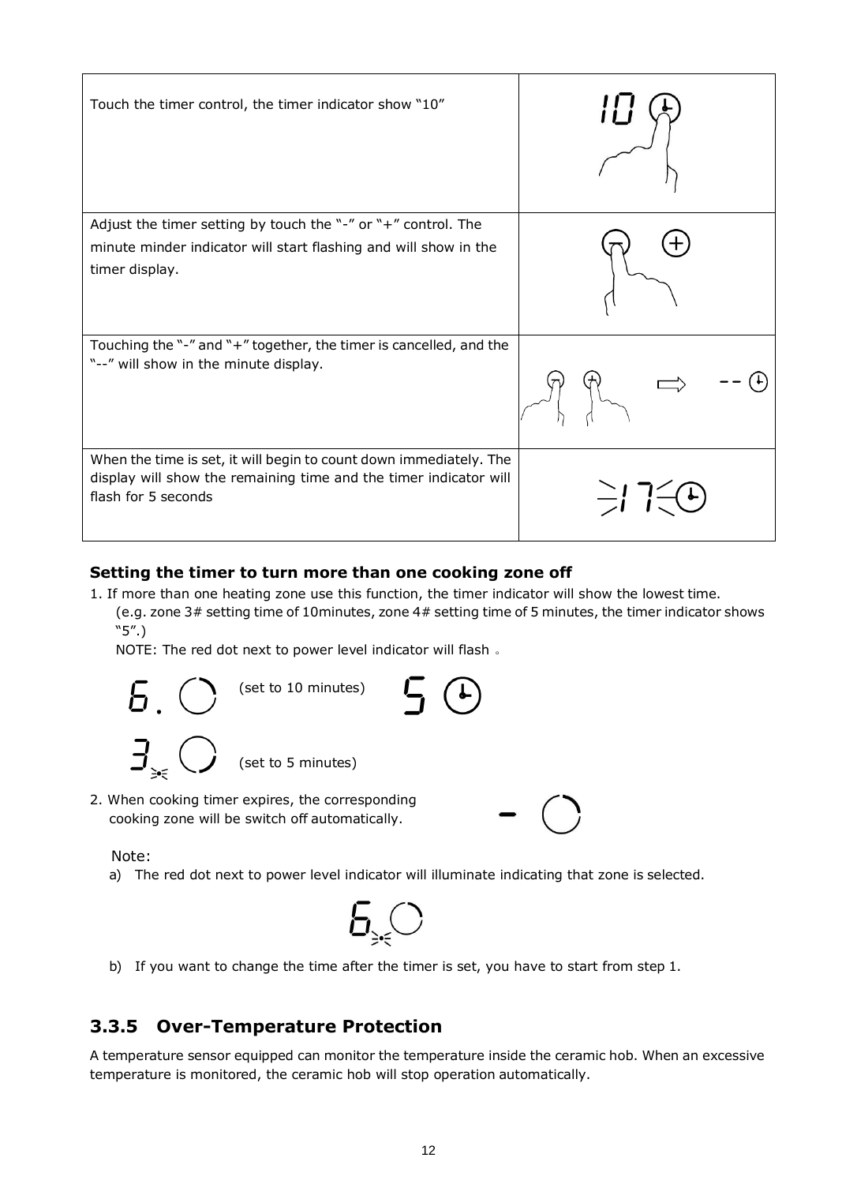| | |
|---|---|
| Touch the timer control, the timer indicator show "10" | |
| Adjust the timer setting by touch the "-" or "+" control. The minute minder indicator will start flashing and will show in the timer display. | |
| Touching the "-" and "+" together, the timer is cancelled, and the "--" will show in the minute display. | |
| When the time is set, it will begin to count down immediately. The display will show the remaining time and the timer indicator will flash for 5 seconds | |

#### Setting the timer to turn more than one cooking zone off

1. If more than one heating zone use this function, the timer indicator will show the lowest time.
   (e.g. zone 3# setting time of 10minutes, zone 4# setting time of 5 minutes, the timer indicator shows "5".)
   NOTE: The red dot next to power level indicator will flash 。

(set to 10 minutes)

(set to 5 minutes)

2. When cooking timer expires, the corresponding cooking zone will be switch off automatically.

Note:

a) The red dot next to power level indicator will illuminate indicating that zone is selected.

b) If you want to change the time after the timer is set, you have to start from step 1.

### 3.3.5 Over-Temperature Protection

A temperature sensor equipped can monitor the temperature inside the ceramic hob. When an excessive temperature is monitored, the ceramic hob will stop operation automatically.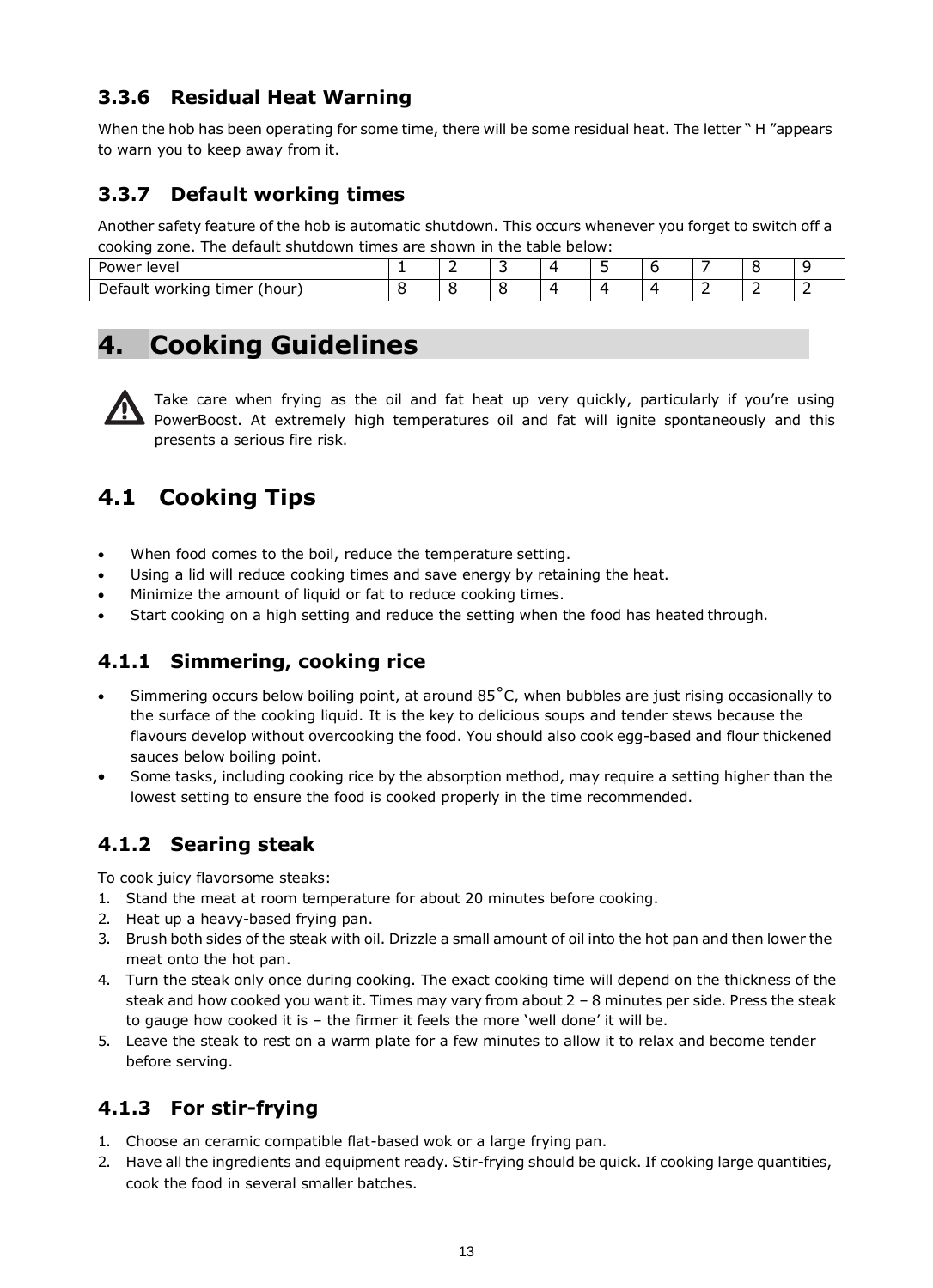### 3.3.6 Residual Heat Warning

When the hob has been operating for some time, there will be some residual heat. The letter " H "appears to warn you to keep away from it.

### 3.3.7 Default working times

Another safety feature of the hob is automatic shutdown. This occurs whenever you forget to switch off a cooking zone. The default shutdown times are shown in the table below:

| Power level | 1 | 2 | 3 | 4 | 5 | 6 | 7 | 8 | 9 |
|---|---|---|---|---|---|---|---|---|---|
| Default working timer (hour) | 8 | 8 | 8 | 4 | 4 | 4 | 2 | 2 | 2 |

# 4. Cooking Guidelines

Take care when frying as the oil and fat heat up very quickly, particularly if you're using PowerBoost. At extremely high temperatures oil and fat will ignite spontaneously and this presents a serious fire risk.

## 4.1 Cooking Tips

- When food comes to the boil, reduce the temperature setting.
- Using a lid will reduce cooking times and save energy by retaining the heat.
- Minimize the amount of liquid or fat to reduce cooking times.
- Start cooking on a high setting and reduce the setting when the food has heated through.

### 4.1.1 Simmering, cooking rice

- Simmering occurs below boiling point, at around 85˚C, when bubbles are just rising occasionally to the surface of the cooking liquid. It is the key to delicious soups and tender stews because the flavours develop without overcooking the food. You should also cook egg-based and flour thickened sauces below boiling point.
- Some tasks, including cooking rice by the absorption method, may require a setting higher than the lowest setting to ensure the food is cooked properly in the time recommended.

### 4.1.2 Searing steak

To cook juicy flavorsome steaks:

1. Stand the meat at room temperature for about 20 minutes before cooking.
2. Heat up a heavy-based frying pan.
3. Brush both sides of the steak with oil. Drizzle a small amount of oil into the hot pan and then lower the meat onto the hot pan.
4. Turn the steak only once during cooking. The exact cooking time will depend on the thickness of the steak and how cooked you want it. Times may vary from about 2 – 8 minutes per side. Press the steak to gauge how cooked it is – the firmer it feels the more 'well done' it will be.
5. Leave the steak to rest on a warm plate for a few minutes to allow it to relax and become tender before serving.

### 4.1.3 For stir-frying

1. Choose an ceramic compatible flat-based wok or a large frying pan.
2. Have all the ingredients and equipment ready. Stir-frying should be quick. If cooking large quantities, cook the food in several smaller batches.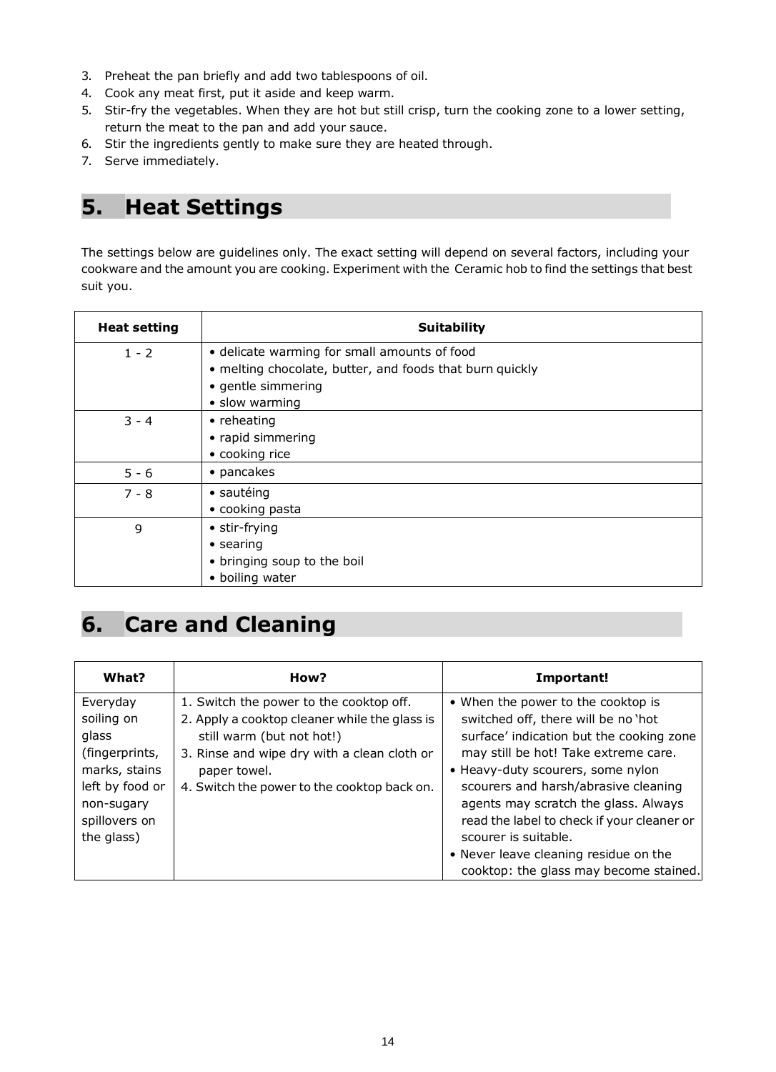3. Preheat the pan briefly and add two tablespoons of oil.
4. Cook any meat first, put it aside and keep warm.
5. Stir-fry the vegetables. When they are hot but still crisp, turn the cooking zone to a lower setting, return the meat to the pan and add your sauce.
6. Stir the ingredients gently to make sure they are heated through.
7. Serve immediately.

# 5. Heat Settings

The settings below are guidelines only. The exact setting will depend on several factors, including your cookware and the amount you are cooking. Experiment with the Ceramic hob to find the settings that best suit you.

| Heat setting | Suitability |
|---|---|
| 1 - 2 | • delicate warming for small amounts of food<br>• melting chocolate, butter, and foods that burn quickly<br>• gentle simmering<br>• slow warming |
| 3 - 4 | • reheating<br>• rapid simmering<br>• cooking rice |
| 5 - 6 | • pancakes |
| 7 - 8 | • sautéing<br>• cooking pasta |
| 9 | • stir-frying<br>• searing<br>• bringing soup to the boil<br>• boiling water |

# 6. Care and Cleaning

| What? | How? | Important! |
|---|---|---|
| Everyday soiling on glass (fingerprints, marks, stains left by food or non-sugary spillovers on the glass) | 1. Switch the power to the cooktop off.<br>2. Apply a cooktop cleaner while the glass is still warm (but not hot!)<br>3. Rinse and wipe dry with a clean cloth or paper towel.<br>4. Switch the power to the cooktop back on. | • When the power to the cooktop is switched off, there will be no 'hot surface' indication but the cooking zone may still be hot! Take extreme care.<br>• Heavy-duty scourers, some nylon scourers and harsh/abrasive cleaning agents may scratch the glass. Always read the label to check if your cleaner or scourer is suitable.<br>• Never leave cleaning residue on the cooktop: the glass may become stained. |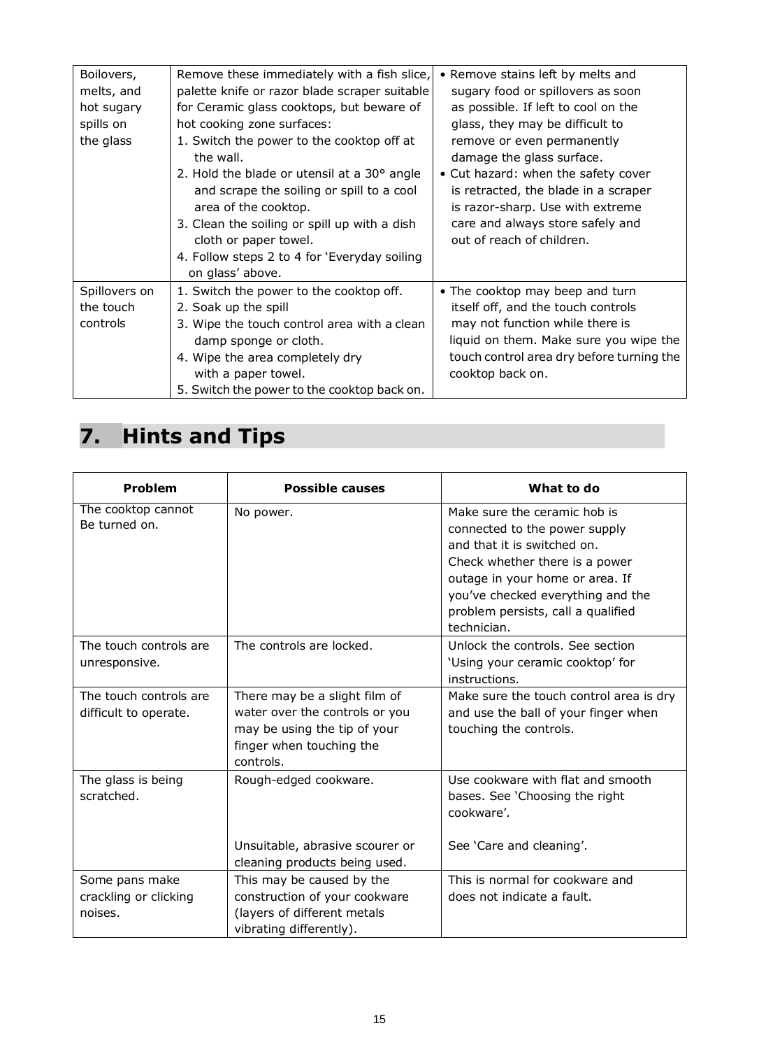| | | |
|---|---|---|
| Boilovers, melts, and hot sugary spills on the glass | Remove these immediately with a fish slice, palette knife or razor blade scraper suitable for Ceramic glass cooktops, but beware of hot cooking zone surfaces:<br>1. Switch the power to the cooktop off at the wall.<br>2. Hold the blade or utensil at a 30° angle and scrape the soiling or spill to a cool area of the cooktop.<br>3. Clean the soiling or spill up with a dish cloth or paper towel.<br>4. Follow steps 2 to 4 for 'Everyday soiling on glass' above. | • Remove stains left by melts and sugary food or spillovers as soon as possible. If left to cool on the glass, they may be difficult to remove or even permanently damage the glass surface.<br>• Cut hazard: when the safety cover is retracted, the blade in a scraper is razor-sharp. Use with extreme care and always store safely and out of reach of children. |
| Spillovers on the touch controls | 1. Switch the power to the cooktop off.<br>2. Soak up the spill<br>3. Wipe the touch control area with a clean damp sponge or cloth.<br>4. Wipe the area completely dry with a paper towel.<br>5. Switch the power to the cooktop back on. | • The cooktop may beep and turn itself off, and the touch controls may not function while there is liquid on them. Make sure you wipe the touch control area dry before turning the cooktop back on. |

# 7. Hints and Tips

| Problem | Possible causes | What to do |
|---|---|---|
| The cooktop cannot Be turned on. | No power. | Make sure the ceramic hob is connected to the power supply and that it is switched on. Check whether there is a power outage in your home or area. If you've checked everything and the problem persists, call a qualified technician. |
| The touch controls are unresponsive. | The controls are locked. | Unlock the controls. See section 'Using your ceramic cooktop' for instructions. |
| The touch controls are difficult to operate. | There may be a slight film of water over the controls or you may be using the tip of your finger when touching the controls. | Make sure the touch control area is dry and use the ball of your finger when touching the controls. |
| The glass is being scratched. | Rough-edged cookware. | Use cookware with flat and smooth bases. See 'Choosing the right cookware'. |
| | Unsuitable, abrasive scourer or cleaning products being used. | See 'Care and cleaning'. |
| Some pans make crackling or clicking noises. | This may be caused by the construction of your cookware (layers of different metals vibrating differently). | This is normal for cookware and does not indicate a fault. |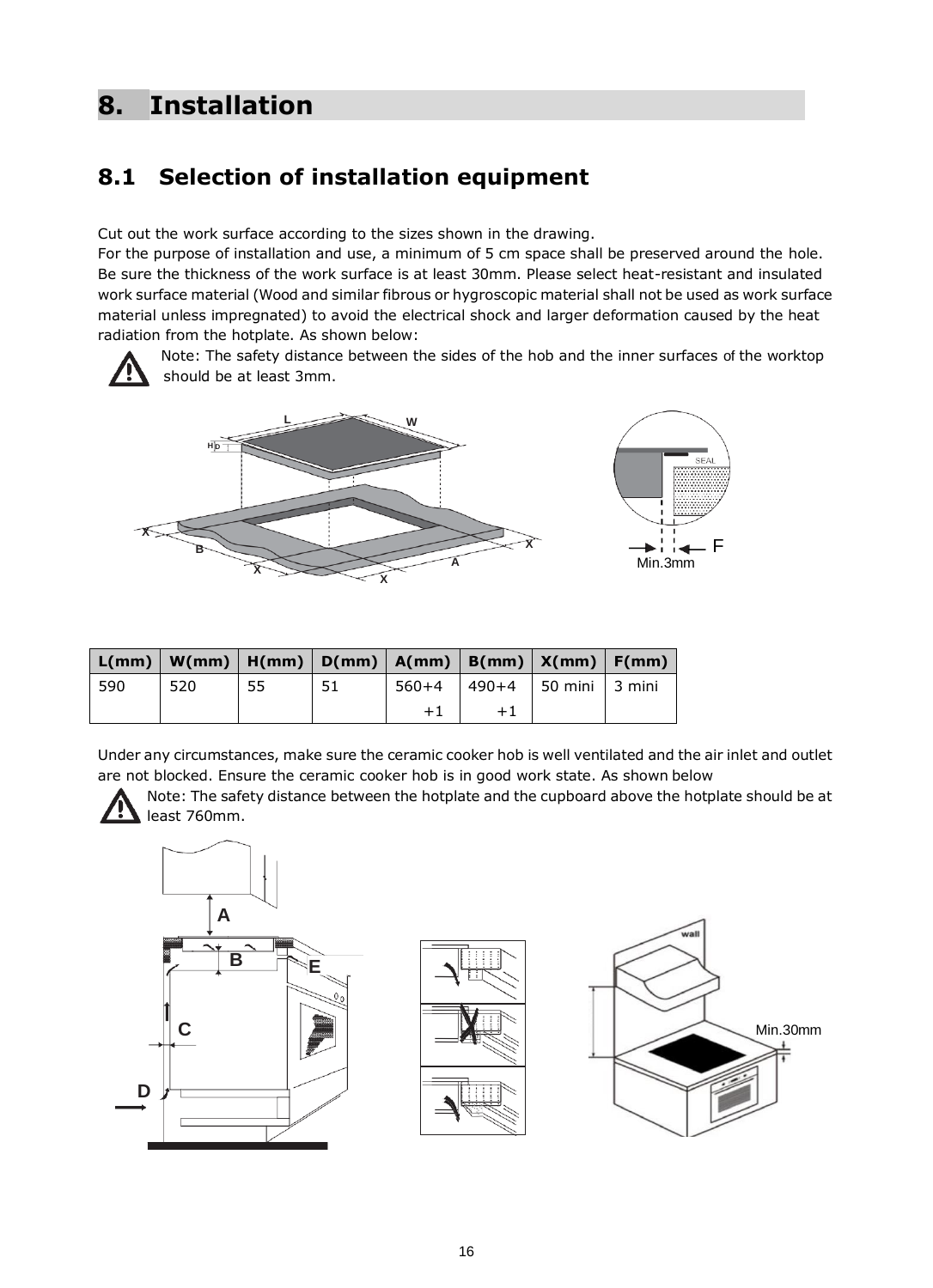# 8. Installation

## 8.1 Selection of installation equipment

Cut out the work surface according to the sizes shown in the drawing.
For the purpose of installation and use, a minimum of 5 cm space shall be preserved around the hole. Be sure the thickness of the work surface is at least 30mm. Please select heat-resistant and insulated work surface material (Wood and similar fibrous or hygroscopic material shall not be used as work surface material unless impregnated) to avoid the electrical shock and larger deformation caused by the heat radiation from the hotplate. As shown below:

Note: The safety distance between the sides of the hob and the inner surfaces of the worktop should be at least 3mm.

L
W
H
D
X
B
X
X
A
X

SEAL
F
Min.3mm

| L(mm) | W(mm) | H(mm) | D(mm) | A(mm) | B(mm) | X(mm) | F(mm) |
|---|---|---|---|---|---|---|---|
| 590 | 520 | 55 | 51 | 560+4 +1 | 490+4 +1 | 50 mini | 3 mini |

Under any circumstances, make sure the ceramic cooker hob is well ventilated and the air inlet and outlet are not blocked. Ensure the ceramic cooker hob is in good work state. As shown below

Note: The safety distance between the hotplate and the cupboard above the hotplate should be at least 760mm.

A
B
E
C
D

wall
Min.30mm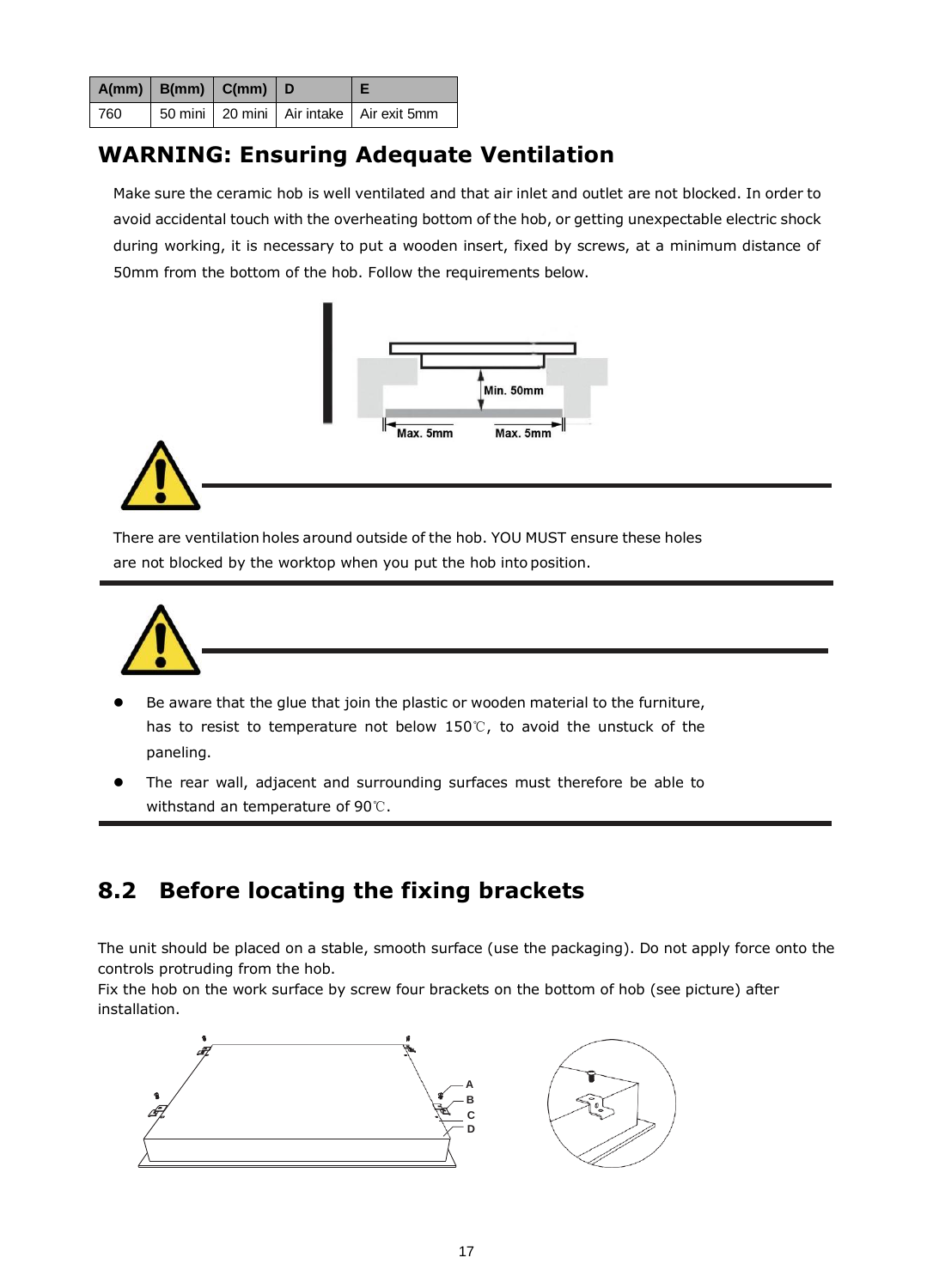| A(mm) | B(mm) | C(mm) | D | E |
|---|---|---|---|---|
| 760 | 50 mini | 20 mini | Air intake | Air exit 5mm |

## WARNING: Ensuring Adequate Ventilation

Make sure the ceramic hob is well ventilated and that air inlet and outlet are not blocked. In order to avoid accidental touch with the overheating bottom of the hob, or getting unexpectable electric shock during working, it is necessary to put a wooden insert, fixed by screws, at a minimum distance of 50mm from the bottom of the hob. Follow the requirements below.

Min. 50mm

Max. 5mm

Max. 5mm

There are ventilation holes around outside of the hob. YOU MUST ensure these holes are not blocked by the worktop when you put the hob into position.

- Be aware that the glue that join the plastic or wooden material to the furniture, has to resist to temperature not below 150℃, to avoid the unstuck of the paneling.
- The rear wall, adjacent and surrounding surfaces must therefore be able to withstand an temperature of 90℃.

## 8.2 Before locating the fixing brackets

The unit should be placed on a stable, smooth surface (use the packaging). Do not apply force onto the controls protruding from the hob.

Fix the hob on the work surface by screw four brackets on the bottom of hob (see picture) after installation.

A

B

C

D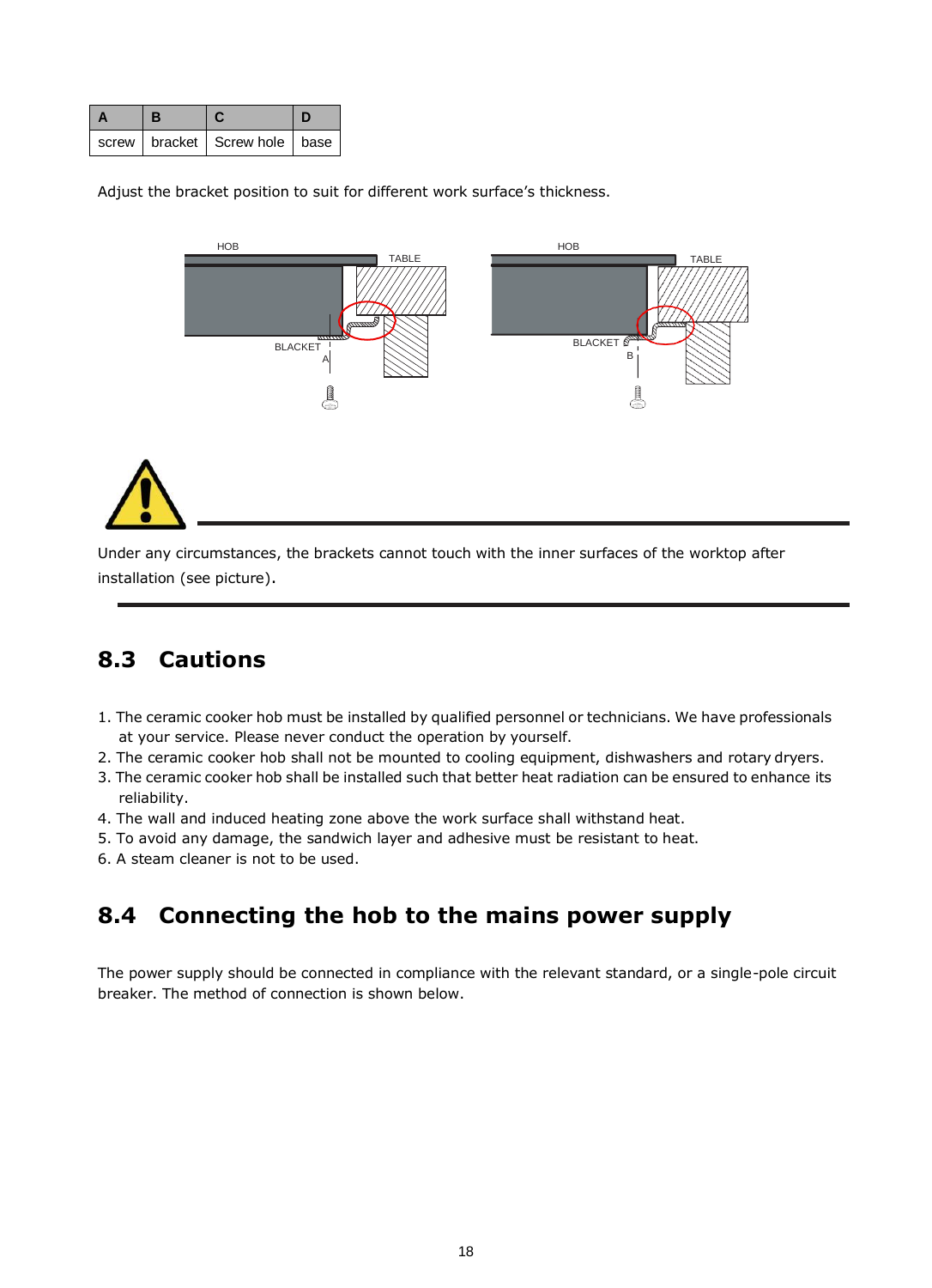| A | B | C | D |
| --- | --- | --- | --- |
| screw | bracket | Screw hole | base |

Adjust the bracket position to suit for different work surface's thickness.

HOB
TABLE
BLACKET
A

HOB
TABLE
BLACKET
B

Under any circumstances, the brackets cannot touch with the inner surfaces of the worktop after installation (see picture).

## 8.3 Cautions

1. The ceramic cooker hob must be installed by qualified personnel or technicians. We have professionals at your service. Please never conduct the operation by yourself.
2. The ceramic cooker hob shall not be mounted to cooling equipment, dishwashers and rotary dryers.
3. The ceramic cooker hob shall be installed such that better heat radiation can be ensured to enhance its reliability.
4. The wall and induced heating zone above the work surface shall withstand heat.
5. To avoid any damage, the sandwich layer and adhesive must be resistant to heat.
6. A steam cleaner is not to be used.

## 8.4 Connecting the hob to the mains power supply

The power supply should be connected in compliance with the relevant standard, or a single-pole circuit breaker. The method of connection is shown below.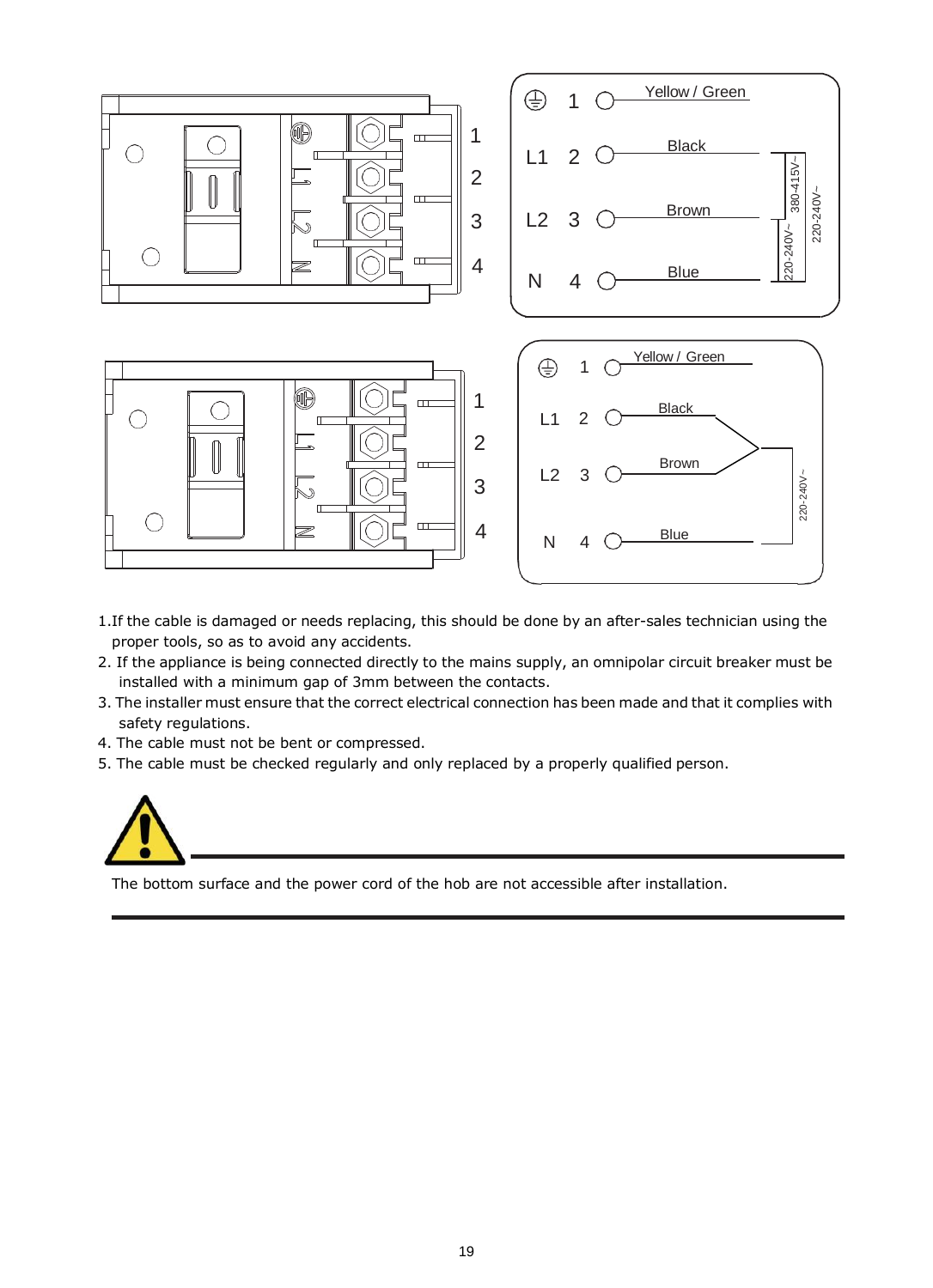1 Yellow / Green

L1 2 Black

L2 3 Brown

N 4 Blue

380-415V~

220-240V~

220-240V~

1 Yellow / Green

L1 2 Black

L2 3 Brown

N 4 Blue

220-240V~

1. If the cable is damaged or needs replacing, this should be done by an after-sales technician using the proper tools, so as to avoid any accidents.
2. If the appliance is being connected directly to the mains supply, an omnipolar circuit breaker must be installed with a minimum gap of 3mm between the contacts.
3. The installer must ensure that the correct electrical connection has been made and that it complies with safety regulations.
4. The cable must not be bent or compressed.
5. The cable must be checked regularly and only replaced by a properly qualified person.

The bottom surface and the power cord of the hob are not accessible after installation.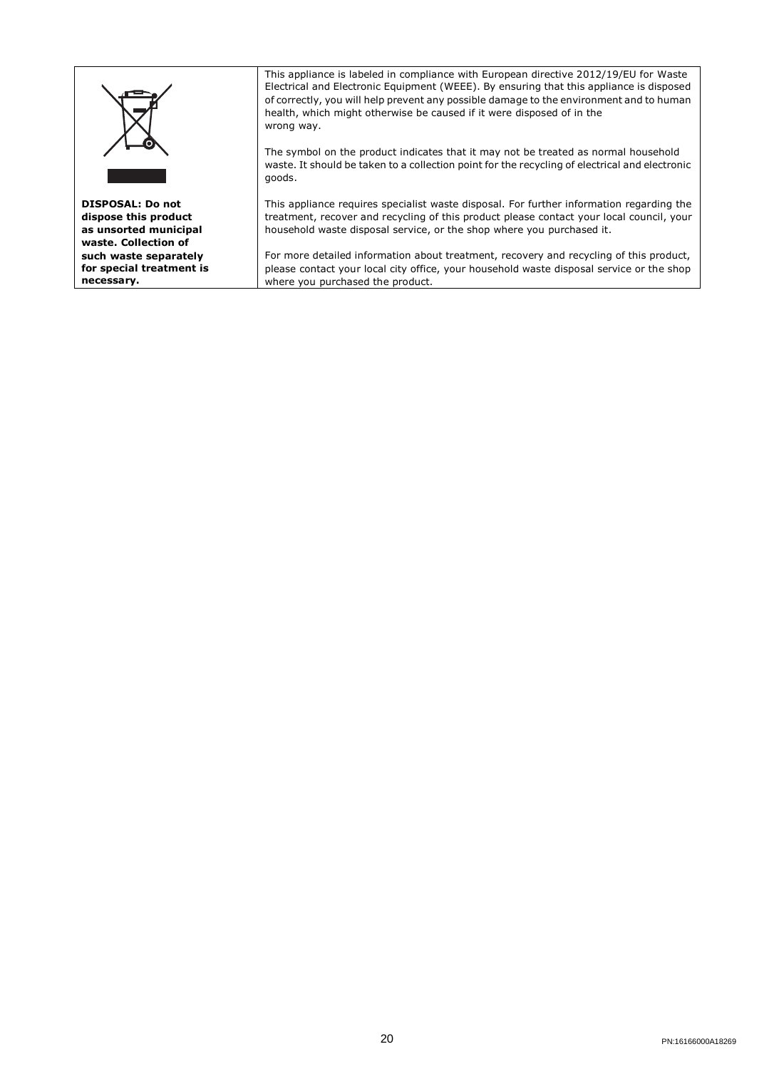| | |
|---|---|
| | This appliance is labeled in compliance with European directive 2012/19/EU for Waste Electrical and Electronic Equipment (WEEE). By ensuring that this appliance is disposed of correctly, you will help prevent any possible damage to the environment and to human health, which might otherwise be caused if it were disposed of in the wrong way.<br><br>The symbol on the product indicates that it may not be treated as normal household waste. It should be taken to a collection point for the recycling of electrical and electronic goods. |
| **DISPOSAL: Do not dispose this product as unsorted municipal waste. Collection of such waste separately for special treatment is necessary.** | This appliance requires specialist waste disposal. For further information regarding the treatment, recover and recycling of this product please contact your local council, your household waste disposal service, or the shop where you purchased it.<br><br>For more detailed information about treatment, recovery and recycling of this product, please contact your local city office, your household waste disposal service or the shop where you purchased the product. |

PN:16166000A18269